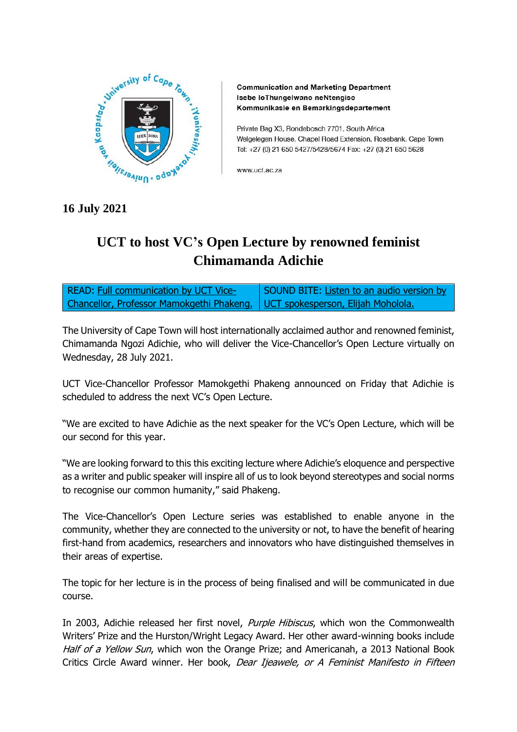Communication and Marketing Department
Isebe loThungelwano neNtengiso
Kommunikasie en Bemarkingsdepartement

Private Bag X3, Rondebosch 7701, South Africa
Welgelegen House, Chapel Road Extension, Rosebank, Cape Town
Tel: +27 (0) 21 650 5427/5428/5674 Fax: +27 (0) 21 650 5628

www.uct.ac.za

**16 July 2021**

# UCT to host VC's Open Lecture by renowned feminist Chimamanda Adichie

| READ: Full communication by UCT Vice-Chancellor, Professor Mamokgethi Phakeng. | SOUND BITE: Listen to an audio version by UCT spokesperson, Elijah Moholola. |
|---|---|

The University of Cape Town will host internationally acclaimed author and renowned feminist, Chimamanda Ngozi Adichie, who will deliver the Vice-Chancellor's Open Lecture virtually on Wednesday, 28 July 2021.

UCT Vice-Chancellor Professor Mamokgethi Phakeng announced on Friday that Adichie is scheduled to address the next VC's Open Lecture.

"We are excited to have Adichie as the next speaker for the VC's Open Lecture, which will be our second for this year.

"We are looking forward to this this exciting lecture where Adichie's eloquence and perspective as a writer and public speaker will inspire all of us to look beyond stereotypes and social norms to recognise our common humanity," said Phakeng.

The Vice-Chancellor's Open Lecture series was established to enable anyone in the community, whether they are connected to the university or not, to have the benefit of hearing first-hand from academics, researchers and innovators who have distinguished themselves in their areas of expertise.

The topic for her lecture is in the process of being finalised and will be communicated in due course.

In 2003, Adichie released her first novel, *Purple Hibiscus*, which won the Commonwealth Writers' Prize and the Hurston/Wright Legacy Award. Her other award-winning books include *Half of a Yellow Sun*, which won the Orange Prize; and Americanah, a 2013 National Book Critics Circle Award winner. Her book, *Dear Ijeawele, or A Feminist Manifesto in Fifteen*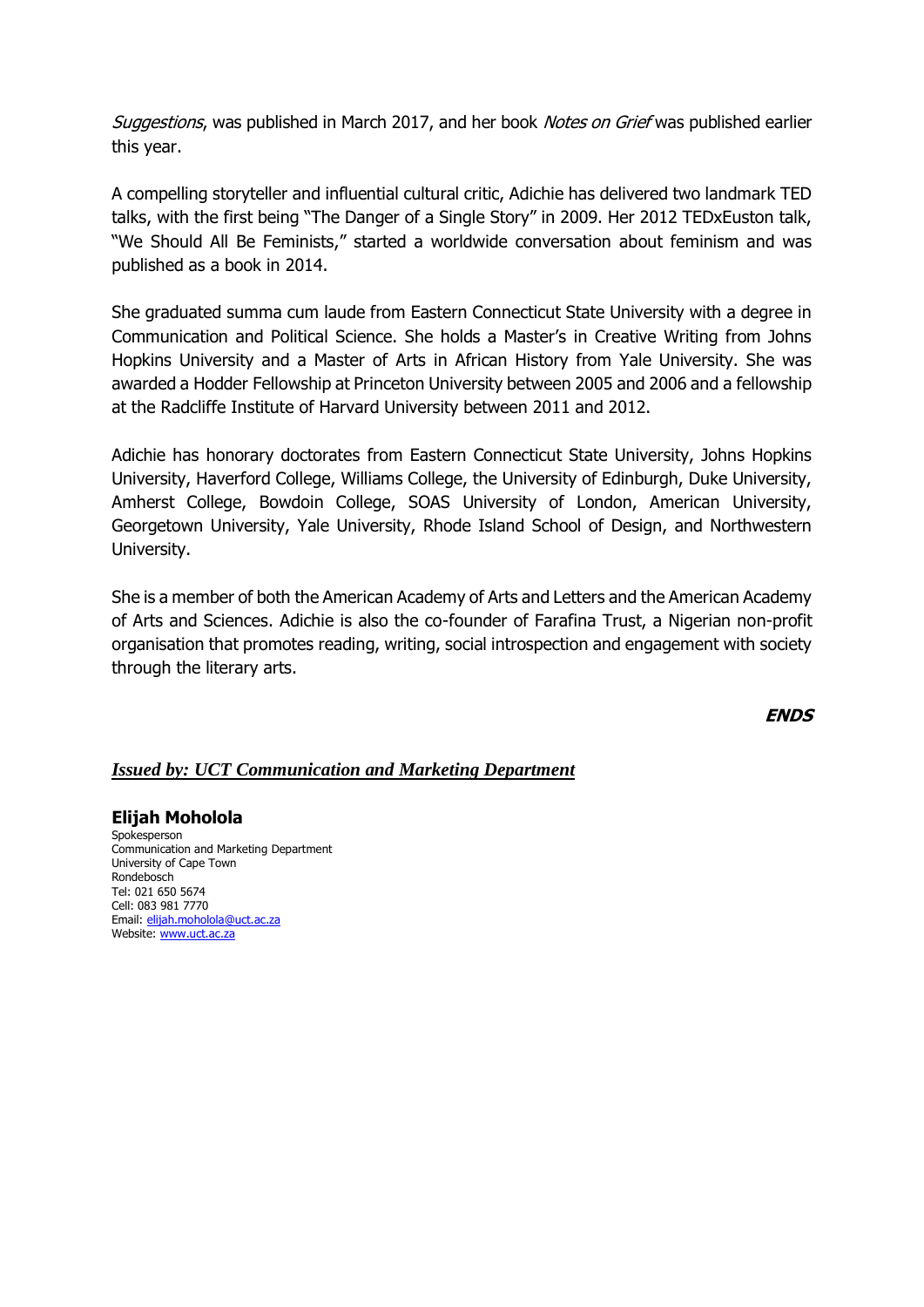*Suggestions*, was published in March 2017, and her book *Notes on Grief* was published earlier this year.

A compelling storyteller and influential cultural critic, Adichie has delivered two landmark TED talks, with the first being "The Danger of a Single Story" in 2009. Her 2012 TEDxEuston talk, "We Should All Be Feminists," started a worldwide conversation about feminism and was published as a book in 2014.

She graduated summa cum laude from Eastern Connecticut State University with a degree in Communication and Political Science. She holds a Master's in Creative Writing from Johns Hopkins University and a Master of Arts in African History from Yale University. She was awarded a Hodder Fellowship at Princeton University between 2005 and 2006 and a fellowship at the Radcliffe Institute of Harvard University between 2011 and 2012.

Adichie has honorary doctorates from Eastern Connecticut State University, Johns Hopkins University, Haverford College, Williams College, the University of Edinburgh, Duke University, Amherst College, Bowdoin College, SOAS University of London, American University, Georgetown University, Yale University, Rhode Island School of Design, and Northwestern University.

She is a member of both the American Academy of Arts and Letters and the American Academy of Arts and Sciences. Adichie is also the co-founder of Farafina Trust, a Nigerian non-profit organisation that promotes reading, writing, social introspection and engagement with society through the literary arts.

***ENDS***

***Issued by: UCT Communication and Marketing Department***

**Elijah Moholola**
Spokesperson
Communication and Marketing Department
University of Cape Town
Rondebosch
Tel: 021 650 5674
Cell: 083 981 7770
Email: elijah.moholola@uct.ac.za
Website: www.uct.ac.za